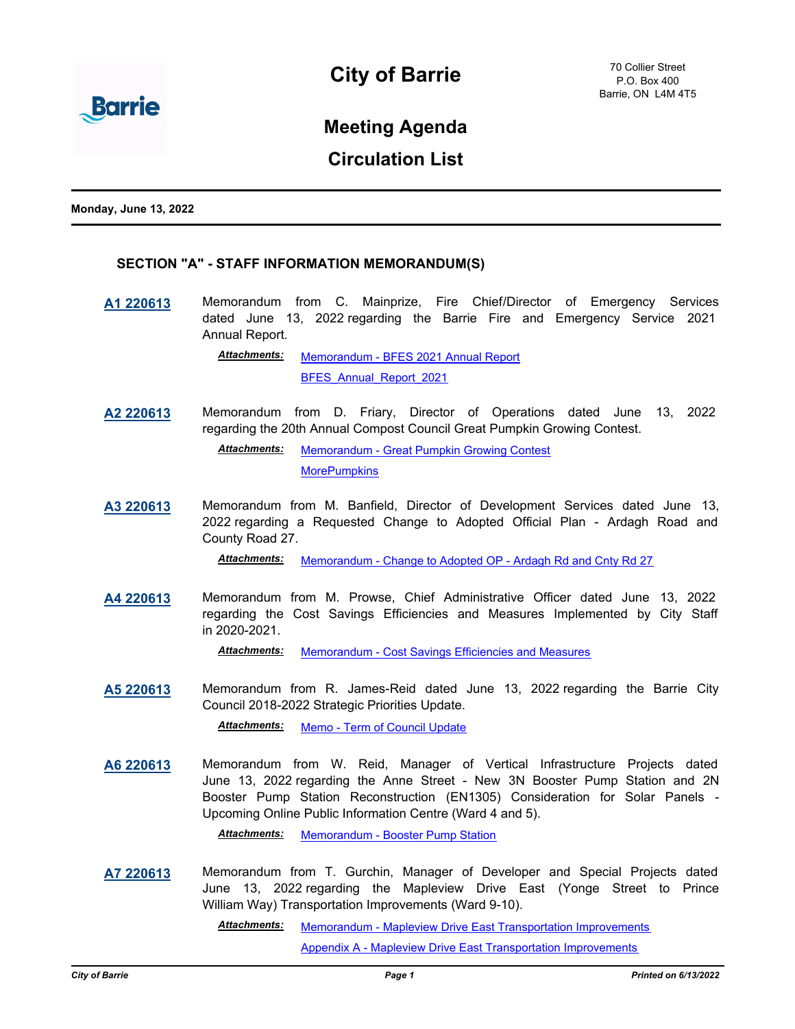# City of Barrie

70 Collier Street
P.O. Box 400
Barrie, ON L4M 4T5

## Meeting Agenda

## Circulation List

**Monday, June 13, 2022**

### SECTION "A" - STAFF INFORMATION MEMORANDUM(S)

**A1 220613** Memorandum from C. Mainprize, Fire Chief/Director of Emergency Services dated June 13, 2022 regarding the Barrie Fire and Emergency Service 2021 Annual Report.

***Attachments:*** Memorandum - BFES 2021 Annual Report
BFES_Annual_Report_2021

**A2 220613** Memorandum from D. Friary, Director of Operations dated June 13, 2022 regarding the 20th Annual Compost Council Great Pumpkin Growing Contest.

***Attachments:*** Memorandum - Great Pumpkin Growing Contest
MorePumpkins

**A3 220613** Memorandum from M. Banfield, Director of Development Services dated June 13, 2022 regarding a Requested Change to Adopted Official Plan - Ardagh Road and County Road 27.

***Attachments:*** Memorandum - Change to Adopted OP - Ardagh Rd and Cnty Rd 27

**A4 220613** Memorandum from M. Prowse, Chief Administrative Officer dated June 13, 2022 regarding the Cost Savings Efficiencies and Measures Implemented by City Staff in 2020-2021.

***Attachments:*** Memorandum - Cost Savings Efficiencies and Measures

**A5 220613** Memorandum from R. James-Reid dated June 13, 2022 regarding the Barrie City Council 2018-2022 Strategic Priorities Update.

***Attachments:*** Memo - Term of Council Update

**A6 220613** Memorandum from W. Reid, Manager of Vertical Infrastructure Projects dated June 13, 2022 regarding the Anne Street - New 3N Booster Pump Station and 2N Booster Pump Station Reconstruction (EN1305) Consideration for Solar Panels - Upcoming Online Public Information Centre (Ward 4 and 5).

***Attachments:*** Memorandum - Booster Pump Station

**A7 220613** Memorandum from T. Gurchin, Manager of Developer and Special Projects dated June 13, 2022 regarding the Mapleview Drive East (Yonge Street to Prince William Way) Transportation Improvements (Ward 9-10).

***Attachments:*** Memorandum - Mapleview Drive East Transportation Improvements
Appendix A - Mapleview Drive East Transportation Improvements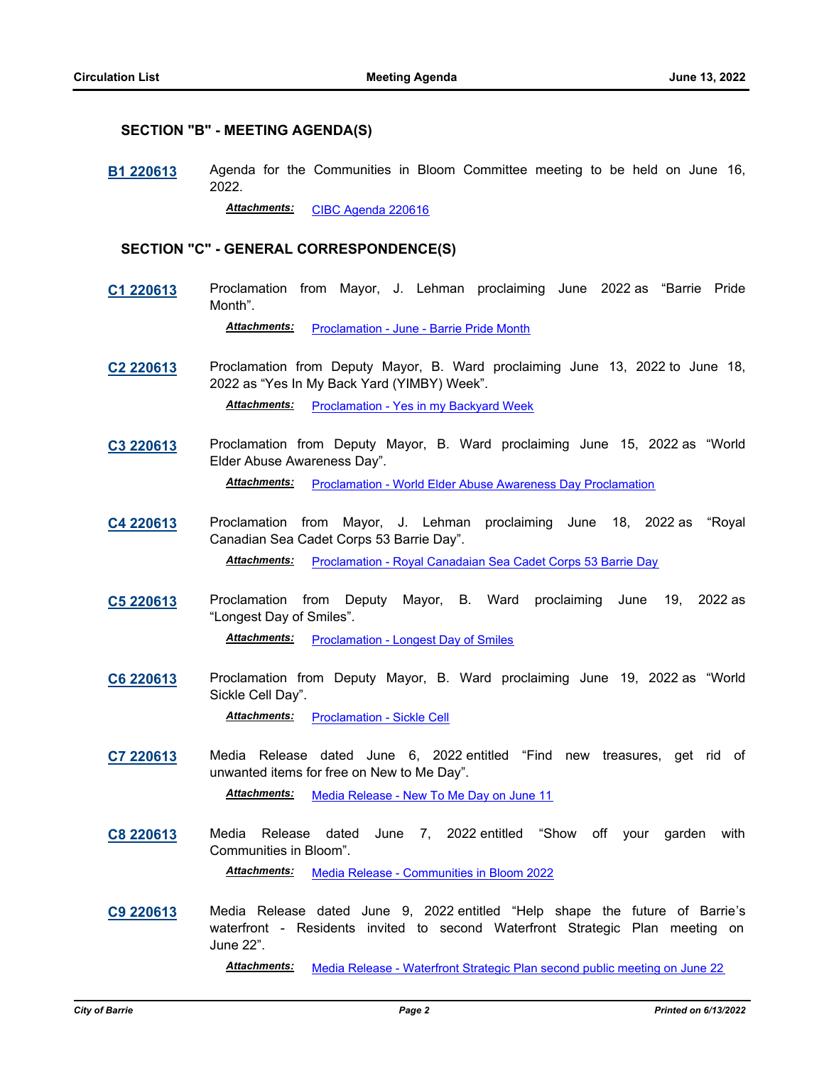## SECTION "B" - MEETING AGENDA(S)

**B1 220613** Agenda for the Communities in Bloom Committee meeting to be held on June 16, 2022.

***Attachments:*** CIBC Agenda 220616

## SECTION "C" - GENERAL CORRESPONDENCE(S)

**C1 220613** Proclamation from Mayor, J. Lehman proclaiming June 2022 as "Barrie Pride Month".

***Attachments:*** Proclamation - June - Barrie Pride Month

**C2 220613** Proclamation from Deputy Mayor, B. Ward proclaiming June 13, 2022 to June 18, 2022 as "Yes In My Back Yard (YIMBY) Week".

***Attachments:*** Proclamation - Yes in my Backyard Week

**C3 220613** Proclamation from Deputy Mayor, B. Ward proclaiming June 15, 2022 as "World Elder Abuse Awareness Day".

***Attachments:*** Proclamation - World Elder Abuse Awareness Day Proclamation

**C4 220613** Proclamation from Mayor, J. Lehman proclaiming June 18, 2022 as "Royal Canadian Sea Cadet Corps 53 Barrie Day".

***Attachments:*** Proclamation - Royal Canadaian Sea Cadet Corps 53 Barrie Day

**C5 220613** Proclamation from Deputy Mayor, B. Ward proclaiming June 19, 2022 as "Longest Day of Smiles".

***Attachments:*** Proclamation - Longest Day of Smiles

**C6 220613** Proclamation from Deputy Mayor, B. Ward proclaiming June 19, 2022 as "World Sickle Cell Day".

***Attachments:*** Proclamation - Sickle Cell

**C7 220613** Media Release dated June 6, 2022 entitled "Find new treasures, get rid of unwanted items for free on New to Me Day".

***Attachments:*** Media Release - New To Me Day on June 11

**C8 220613** Media Release dated June 7, 2022 entitled "Show off your garden with Communities in Bloom".

***Attachments:*** Media Release - Communities in Bloom 2022

**C9 220613** Media Release dated June 9, 2022 entitled "Help shape the future of Barrie's waterfront - Residents invited to second Waterfront Strategic Plan meeting on June 22".

***Attachments:*** Media Release - Waterfront Strategic Plan second public meeting on June 22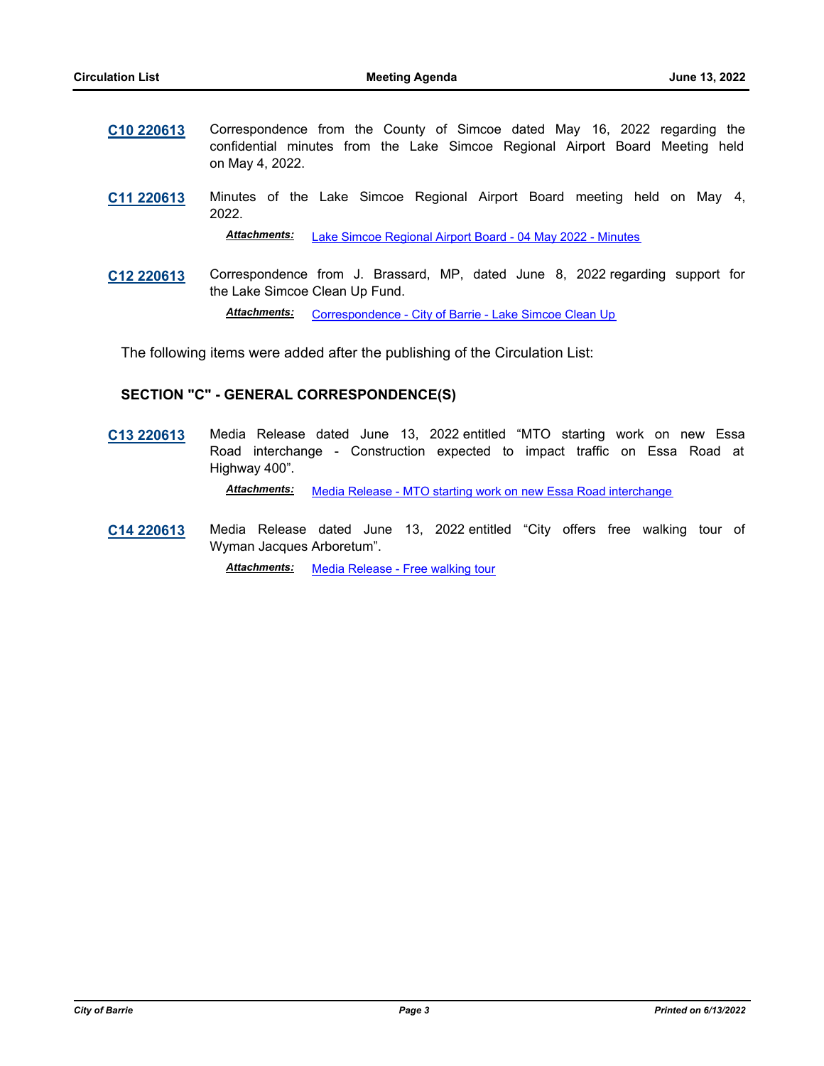**C10 220613** Correspondence from the County of Simcoe dated May 16, 2022 regarding the confidential minutes from the Lake Simcoe Regional Airport Board Meeting held on May 4, 2022.

**C11 220613** Minutes of the Lake Simcoe Regional Airport Board meeting held on May 4, 2022.

***Attachments:*** Lake Simcoe Regional Airport Board - 04 May 2022 - Minutes

**C12 220613** Correspondence from J. Brassard, MP, dated June 8, 2022 regarding support for the Lake Simcoe Clean Up Fund.

***Attachments:*** Correspondence - City of Barrie - Lake Simcoe Clean Up

The following items were added after the publishing of the Circulation List:

### SECTION "C" - GENERAL CORRESPONDENCE(S)

**C13 220613** Media Release dated June 13, 2022 entitled "MTO starting work on new Essa Road interchange - Construction expected to impact traffic on Essa Road at Highway 400".

***Attachments:*** Media Release - MTO starting work on new Essa Road interchange

**C14 220613** Media Release dated June 13, 2022 entitled "City offers free walking tour of Wyman Jacques Arboretum".

***Attachments:*** Media Release - Free walking tour